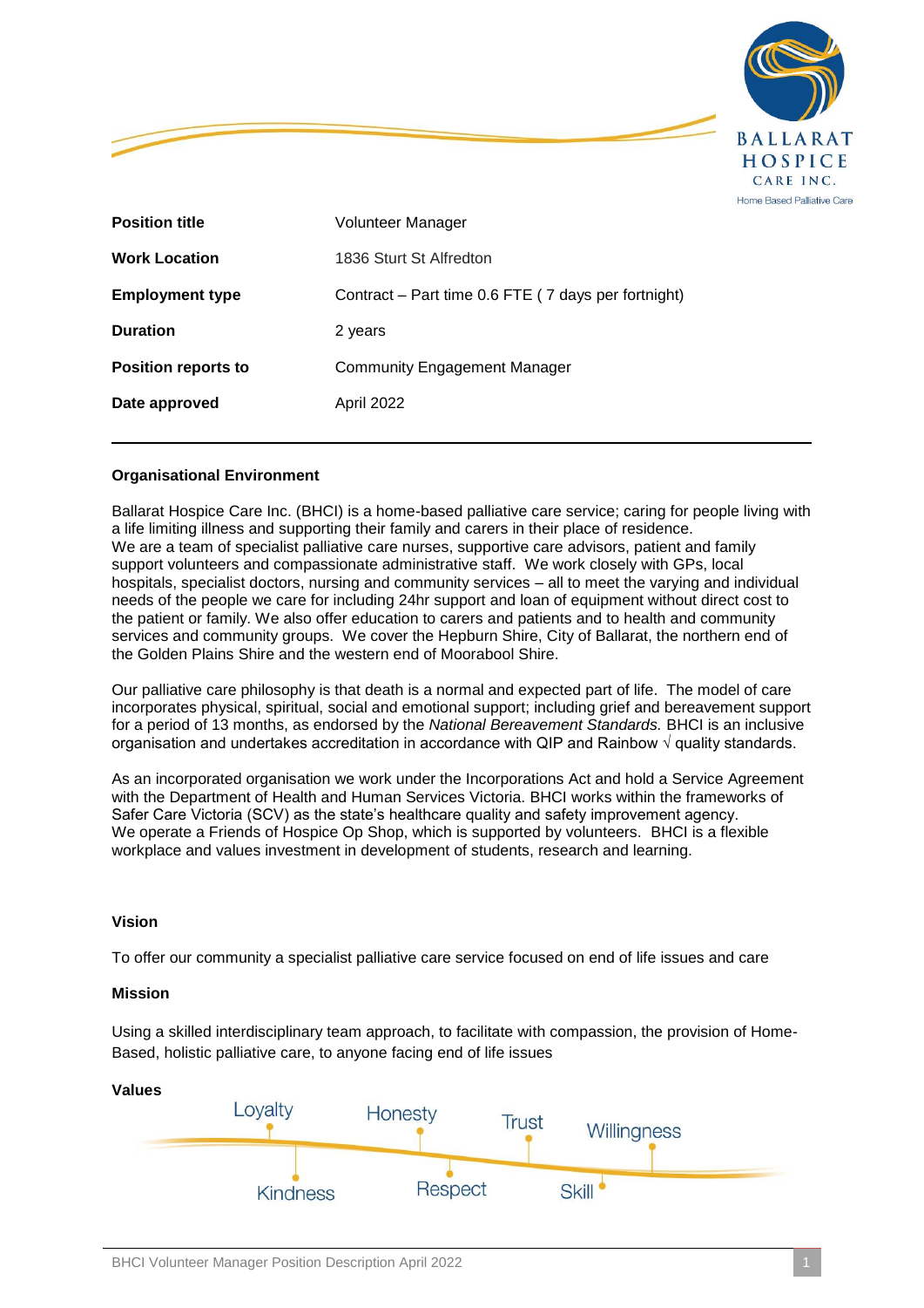| Position title | Volunteer Manager |
| --- | --- |
| Work Location | 1836 Sturt St Alfredton |
| Employment type | Contract – Part time 0.6 FTE ( 7 days per fortnight) |
| Duration | 2 years |
| Position reports to | Community Engagement Manager |
| Date approved | April 2022 |

## Organisational Environment

Ballarat Hospice Care Inc. (BHCI) is a home-based palliative care service; caring for people living with a life limiting illness and supporting their family and carers in their place of residence. We are a team of specialist palliative care nurses, supportive care advisors, patient and family support volunteers and compassionate administrative staff. We work closely with GPs, local hospitals, specialist doctors, nursing and community services – all to meet the varying and individual needs of the people we care for including 24hr support and loan of equipment without direct cost to the patient or family. We also offer education to carers and patients and to health and community services and community groups. We cover the Hepburn Shire, City of Ballarat, the northern end of the Golden Plains Shire and the western end of Moorabool Shire.

Our palliative care philosophy is that death is a normal and expected part of life. The model of care incorporates physical, spiritual, social and emotional support; including grief and bereavement support for a period of 13 months, as endorsed by the *National Bereavement Standards.* BHCI is an inclusive organisation and undertakes accreditation in accordance with QIP and Rainbow √ quality standards.

As an incorporated organisation we work under the Incorporations Act and hold a Service Agreement with the Department of Health and Human Services Victoria. BHCI works within the frameworks of Safer Care Victoria (SCV) as the state's healthcare quality and safety improvement agency. We operate a Friends of Hospice Op Shop, which is supported by volunteers. BHCI is a flexible workplace and values investment in development of students, research and learning.

## Vision

To offer our community a specialist palliative care service focused on end of life issues and care

## Mission

Using a skilled interdisciplinary team approach, to facilitate with compassion, the provision of Home-Based, holistic palliative care, to anyone facing end of life issues

## Values

Loyalty, Kindness, Honesty, Respect, Trust, Skill, Willingness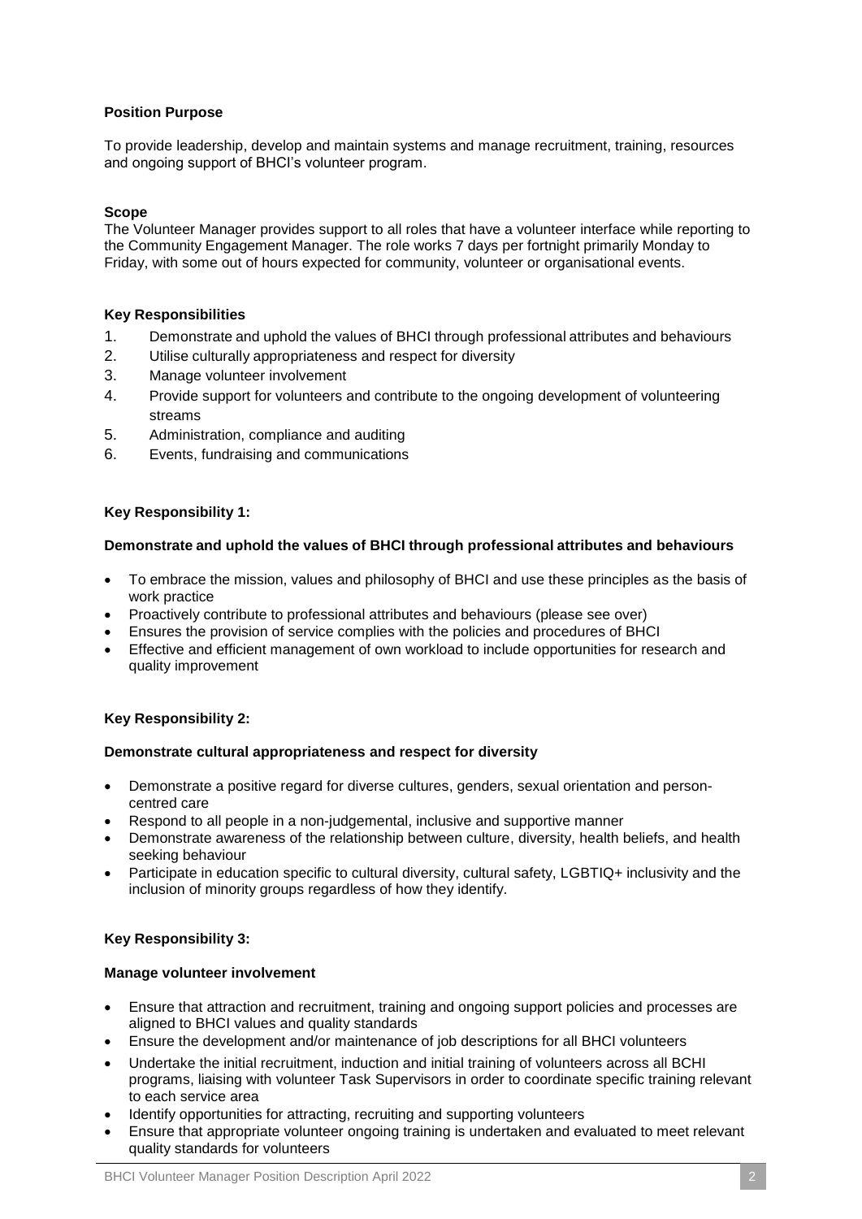**Position Purpose**

To provide leadership, develop and maintain systems and manage recruitment, training, resources and ongoing support of BHCI's volunteer program.

**Scope**

The Volunteer Manager provides support to all roles that have a volunteer interface while reporting to the Community Engagement Manager. The role works 7 days per fortnight primarily Monday to Friday, with some out of hours expected for community, volunteer or organisational events.

**Key Responsibilities**

1. Demonstrate and uphold the values of BHCI through professional attributes and behaviours
2. Utilise culturally appropriateness and respect for diversity
3. Manage volunteer involvement
4. Provide support for volunteers and contribute to the ongoing development of volunteering streams
5. Administration, compliance and auditing
6. Events, fundraising and communications

**Key Responsibility 1:**

**Demonstrate and uphold the values of BHCI through professional attributes and behaviours**

- To embrace the mission, values and philosophy of BHCI and use these principles as the basis of work practice
- Proactively contribute to professional attributes and behaviours (please see over)
- Ensures the provision of service complies with the policies and procedures of BHCI
- Effective and efficient management of own workload to include opportunities for research and quality improvement

**Key Responsibility 2:**

**Demonstrate cultural appropriateness and respect for diversity**

- Demonstrate a positive regard for diverse cultures, genders, sexual orientation and person-centred care
- Respond to all people in a non-judgemental, inclusive and supportive manner
- Demonstrate awareness of the relationship between culture, diversity, health beliefs, and health seeking behaviour
- Participate in education specific to cultural diversity, cultural safety, LGBTIQ+ inclusivity and the inclusion of minority groups regardless of how they identify.

**Key Responsibility 3:**

**Manage volunteer involvement**

- Ensure that attraction and recruitment, training and ongoing support policies and processes are aligned to BHCI values and quality standards
- Ensure the development and/or maintenance of job descriptions for all BHCI volunteers
- Undertake the initial recruitment, induction and initial training of volunteers across all BCHI programs, liaising with volunteer Task Supervisors in order to coordinate specific training relevant to each service area
- Identify opportunities for attracting, recruiting and supporting volunteers
- Ensure that appropriate volunteer ongoing training is undertaken and evaluated to meet relevant quality standards for volunteers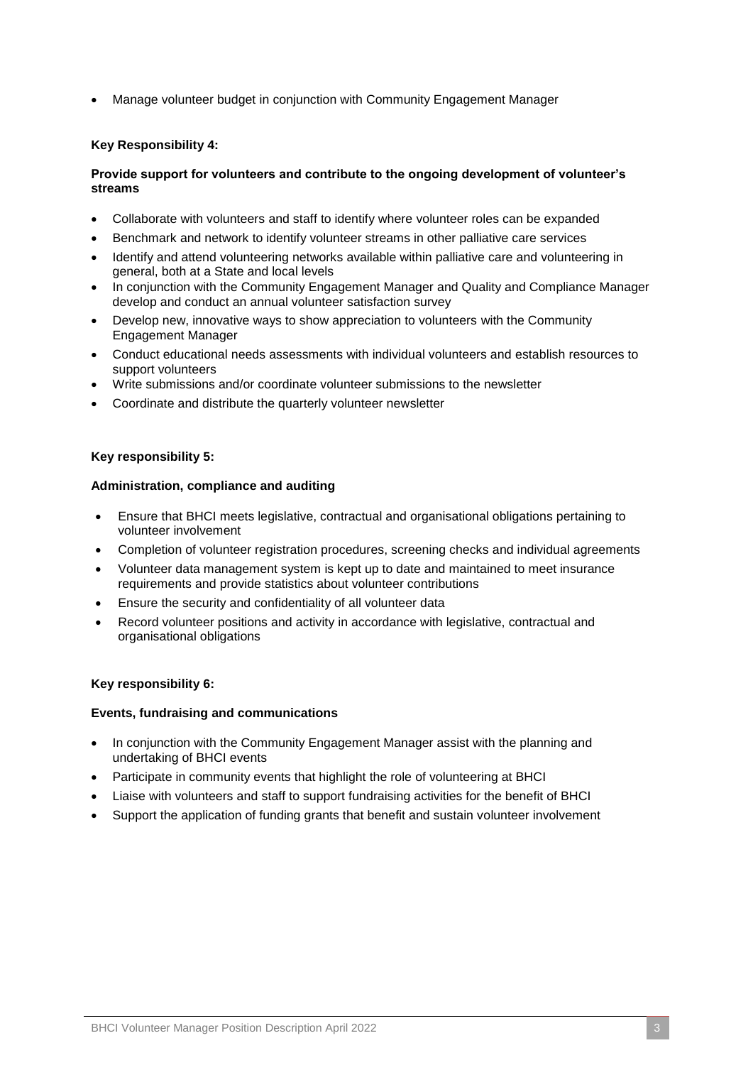- Manage volunteer budget in conjunction with Community Engagement Manager

**Key Responsibility 4:**

**Provide support for volunteers and contribute to the ongoing development of volunteer's streams**

- Collaborate with volunteers and staff to identify where volunteer roles can be expanded
- Benchmark and network to identify volunteer streams in other palliative care services
- Identify and attend volunteering networks available within palliative care and volunteering in general, both at a State and local levels
- In conjunction with the Community Engagement Manager and Quality and Compliance Manager develop and conduct an annual volunteer satisfaction survey
- Develop new, innovative ways to show appreciation to volunteers with the Community Engagement Manager
- Conduct educational needs assessments with individual volunteers and establish resources to support volunteers
- Write submissions and/or coordinate volunteer submissions to the newsletter
- Coordinate and distribute the quarterly volunteer newsletter

**Key responsibility 5:**

**Administration, compliance and auditing**

- Ensure that BHCI meets legislative, contractual and organisational obligations pertaining to volunteer involvement
- Completion of volunteer registration procedures, screening checks and individual agreements
- Volunteer data management system is kept up to date and maintained to meet insurance requirements and provide statistics about volunteer contributions
- Ensure the security and confidentiality of all volunteer data
- Record volunteer positions and activity in accordance with legislative, contractual and organisational obligations

**Key responsibility 6:**

**Events, fundraising and communications**

- In conjunction with the Community Engagement Manager assist with the planning and undertaking of BHCI events
- Participate in community events that highlight the role of volunteering at BHCI
- Liaise with volunteers and staff to support fundraising activities for the benefit of BHCI
- Support the application of funding grants that benefit and sustain volunteer involvement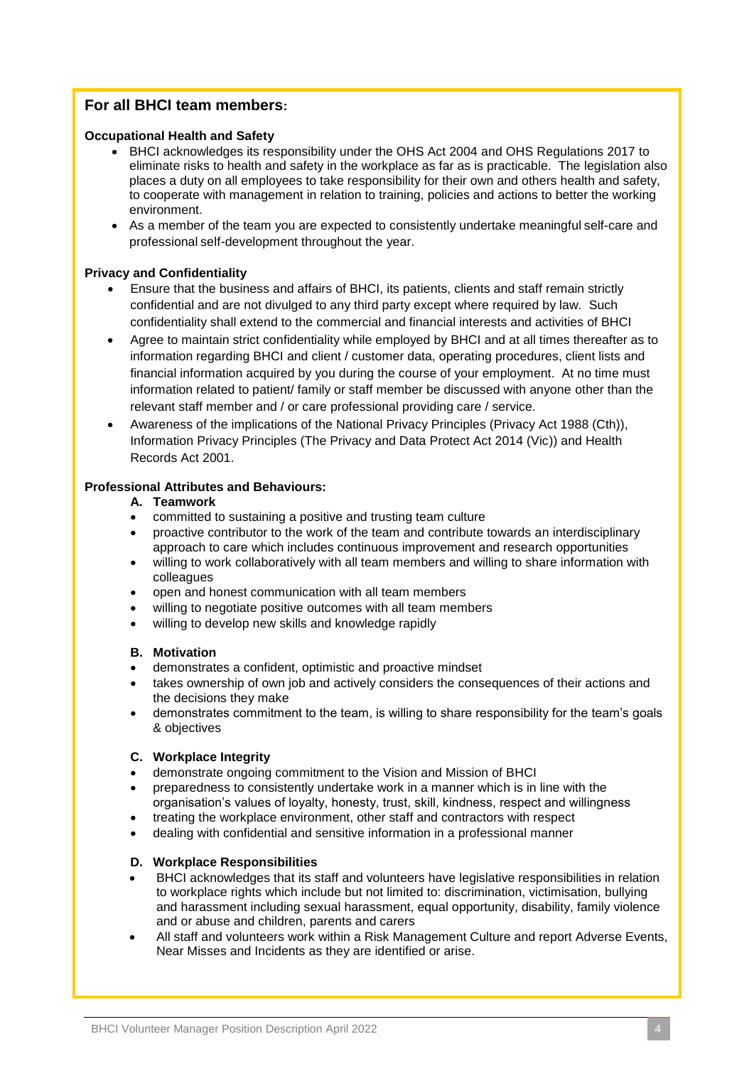## For all BHCI team members:

**Occupational Health and Safety**

- BHCI acknowledges its responsibility under the OHS Act 2004 and OHS Regulations 2017 to eliminate risks to health and safety in the workplace as far as is practicable. The legislation also places a duty on all employees to take responsibility for their own and others health and safety, to cooperate with management in relation to training, policies and actions to better the working environment.
- As a member of the team you are expected to consistently undertake meaningful self-care and professional self-development throughout the year.

**Privacy and Confidentiality**

- Ensure that the business and affairs of BHCI, its patients, clients and staff remain strictly confidential and are not divulged to any third party except where required by law. Such confidentiality shall extend to the commercial and financial interests and activities of BHCI
- Agree to maintain strict confidentiality while employed by BHCI and at all times thereafter as to information regarding BHCI and client / customer data, operating procedures, client lists and financial information acquired by you during the course of your employment. At no time must information related to patient/ family or staff member be discussed with anyone other than the relevant staff member and / or care professional providing care / service.
- Awareness of the implications of the National Privacy Principles (Privacy Act 1988 (Cth)), Information Privacy Principles (The Privacy and Data Protect Act 2014 (Vic)) and Health Records Act 2001.

**Professional Attributes and Behaviours:**

**A. Teamwork**

- committed to sustaining a positive and trusting team culture
- proactive contributor to the work of the team and contribute towards an interdisciplinary approach to care which includes continuous improvement and research opportunities
- willing to work collaboratively with all team members and willing to share information with colleagues
- open and honest communication with all team members
- willing to negotiate positive outcomes with all team members
- willing to develop new skills and knowledge rapidly

**B. Motivation**

- demonstrates a confident, optimistic and proactive mindset
- takes ownership of own job and actively considers the consequences of their actions and the decisions they make
- demonstrates commitment to the team, is willing to share responsibility for the team's goals & objectives

**C. Workplace Integrity**

- demonstrate ongoing commitment to the Vision and Mission of BHCI
- preparedness to consistently undertake work in a manner which is in line with the organisation's values of loyalty, honesty, trust, skill, kindness, respect and willingness
- treating the workplace environment, other staff and contractors with respect
- dealing with confidential and sensitive information in a professional manner

**D. Workplace Responsibilities**

- BHCI acknowledges that its staff and volunteers have legislative responsibilities in relation to workplace rights which include but not limited to: discrimination, victimisation, bullying and harassment including sexual harassment, equal opportunity, disability, family violence and or abuse and children, parents and carers
- All staff and volunteers work within a Risk Management Culture and report Adverse Events, Near Misses and Incidents as they are identified or arise.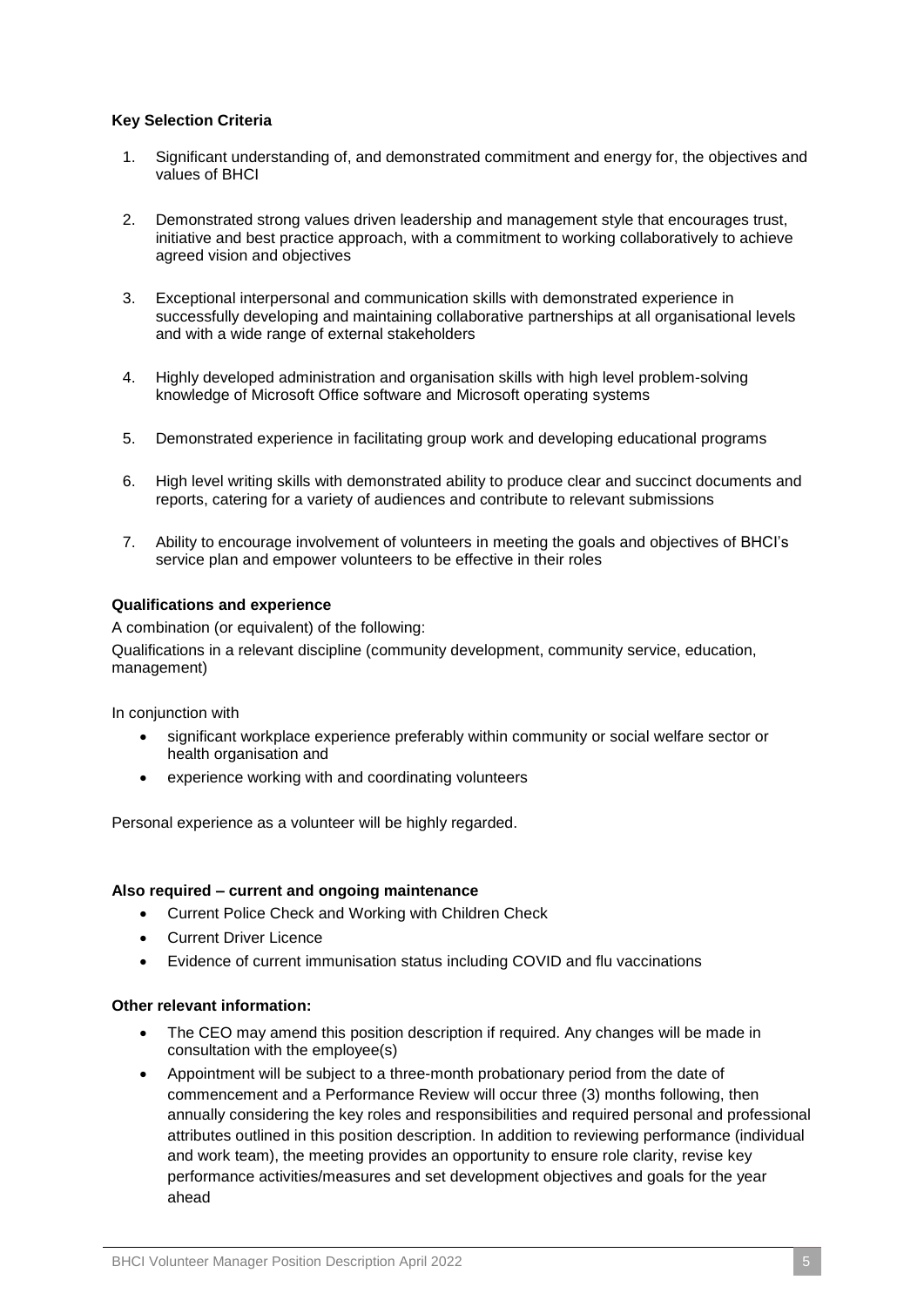**Key Selection Criteria**

1. Significant understanding of, and demonstrated commitment and energy for, the objectives and values of BHCI
2. Demonstrated strong values driven leadership and management style that encourages trust, initiative and best practice approach, with a commitment to working collaboratively to achieve agreed vision and objectives
3. Exceptional interpersonal and communication skills with demonstrated experience in successfully developing and maintaining collaborative partnerships at all organisational levels and with a wide range of external stakeholders
4. Highly developed administration and organisation skills with high level problem-solving knowledge of Microsoft Office software and Microsoft operating systems
5. Demonstrated experience in facilitating group work and developing educational programs
6. High level writing skills with demonstrated ability to produce clear and succinct documents and reports, catering for a variety of audiences and contribute to relevant submissions
7. Ability to encourage involvement of volunteers in meeting the goals and objectives of BHCI's service plan and empower volunteers to be effective in their roles

**Qualifications and experience**

A combination (or equivalent) of the following:

Qualifications in a relevant discipline (community development, community service, education, management)

In conjunction with

- significant workplace experience preferably within community or social welfare sector or health organisation and
- experience working with and coordinating volunteers

Personal experience as a volunteer will be highly regarded.

**Also required – current and ongoing maintenance**

- Current Police Check and Working with Children Check
- Current Driver Licence
- Evidence of current immunisation status including COVID and flu vaccinations

**Other relevant information:**

- The CEO may amend this position description if required. Any changes will be made in consultation with the employee(s)
- Appointment will be subject to a three-month probationary period from the date of commencement and a Performance Review will occur three (3) months following, then annually considering the key roles and responsibilities and required personal and professional attributes outlined in this position description. In addition to reviewing performance (individual and work team), the meeting provides an opportunity to ensure role clarity, revise key performance activities/measures and set development objectives and goals for the year ahead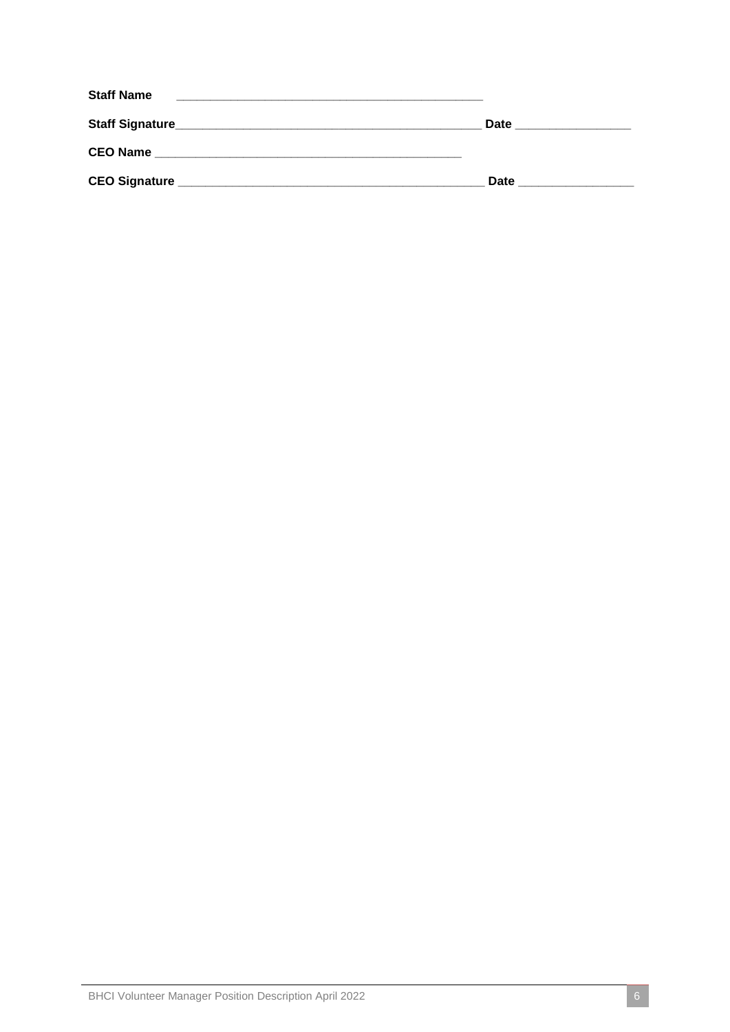**Staff Name** ______________________________________________

**Staff Signature**______________________________________________ **Date** _________________

**CEO Name** ______________________________________________

**CEO Signature** ______________________________________________ **Date** _________________